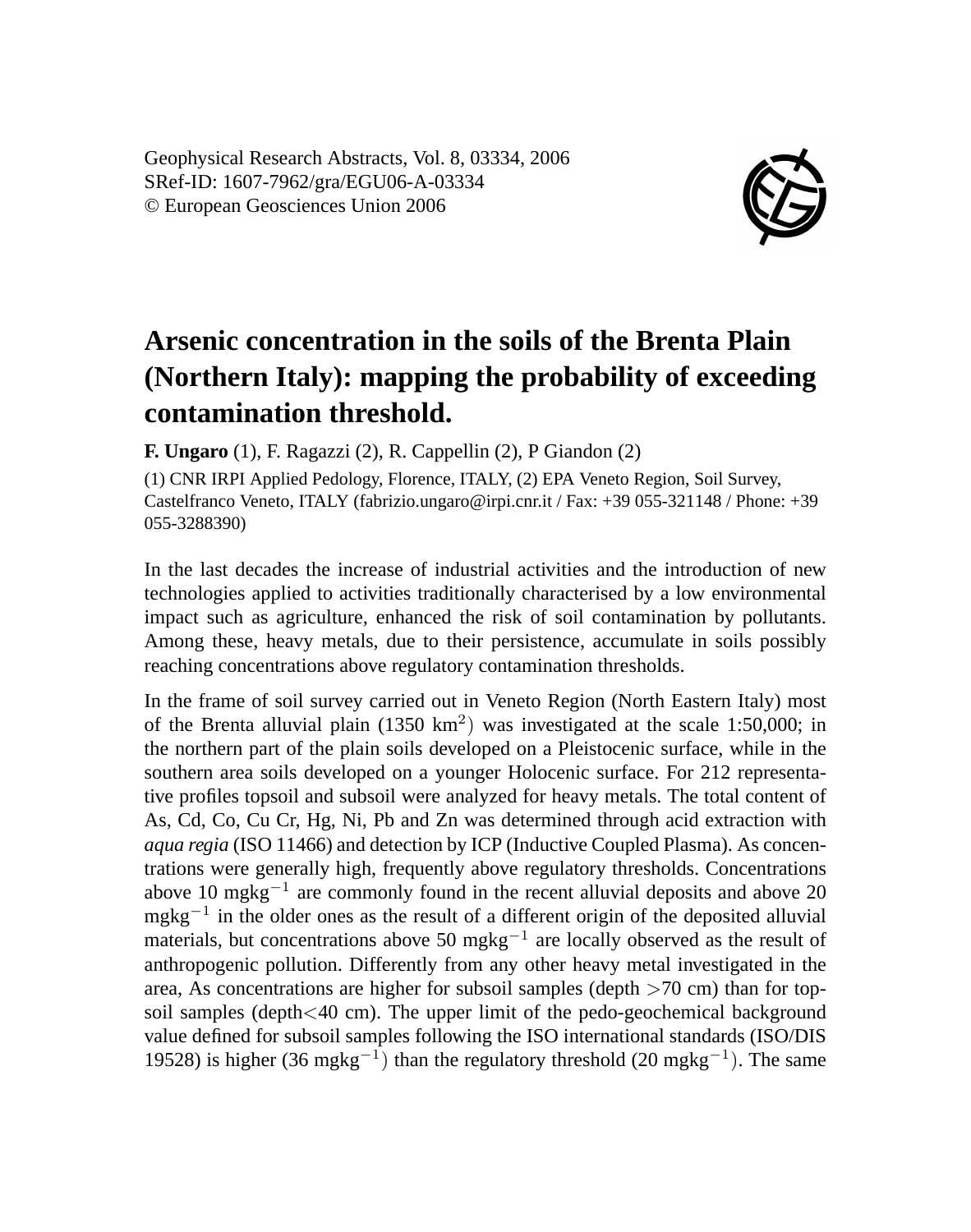Geophysical Research Abstracts, Vol. 8, 03334, 2006
SRef-ID: 1607-7962/gra/EGU06-A-03334
© European Geosciences Union 2006

# Arsenic concentration in the soils of the Brenta Plain (Northern Italy): mapping the probability of exceeding contamination threshold.

**F. Ungaro** (1), F. Ragazzi (2), R. Cappellin (2), P Giandon (2)

(1) CNR IRPI Applied Pedology, Florence, ITALY, (2) EPA Veneto Region, Soil Survey, Castelfranco Veneto, ITALY (fabrizio.ungaro@irpi.cnr.it / Fax: +39 055-321148 / Phone: +39 055-3288390)

In the last decades the increase of industrial activities and the introduction of new technologies applied to activities traditionally characterised by a low environmental impact such as agriculture, enhanced the risk of soil contamination by pollutants. Among these, heavy metals, due to their persistence, accumulate in soils possibly reaching concentrations above regulatory contamination thresholds.

In the frame of soil survey carried out in Veneto Region (North Eastern Italy) most of the Brenta alluvial plain (1350 $km^2$) was investigated at the scale 1:50,000; in the northern part of the plain soils developed on a Pleistocenic surface, while in the southern area soils developed on a younger Holocenic surface. For 212 representative profiles topsoil and subsoil were analyzed for heavy metals. The total content of As, Cd, Co, Cu Cr, Hg, Ni, Pb and Zn was determined through acid extraction with *aqua regia* (ISO 11466) and detection by ICP (Inductive Coupled Plasma). As concentrations were generally high, frequently above regulatory thresholds. Concentrations above 10 $mgkg^{-1}$ are commonly found in the recent alluvial deposits and above 20 $mgkg^{-1}$ in the older ones as the result of a different origin of the deposited alluvial materials, but concentrations above 50 $mgkg^{-1}$ are locally observed as the result of anthropogenic pollution. Differently from any other heavy metal investigated in the area, As concentrations are higher for subsoil samples (depth $>$70 cm) than for topsoil samples (depth$<$40 cm). The upper limit of the pedo-geochemical background value defined for subsoil samples following the ISO international standards (ISO/DIS 19528) is higher (36 $mgkg^{-1}$) than the regulatory threshold (20 $mgkg^{-1}$). The same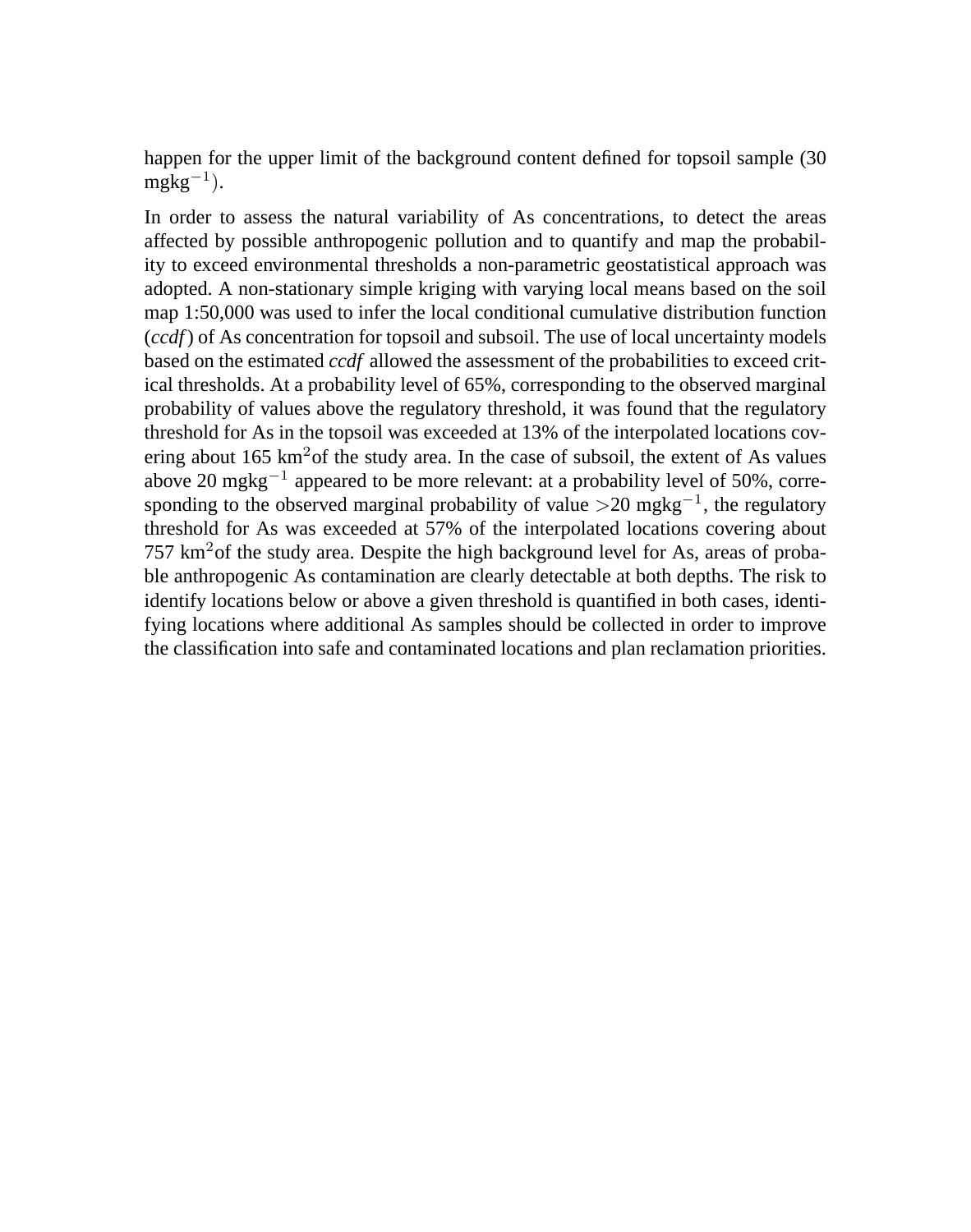happen for the upper limit of the background content defined for topsoil sample (30 mgkg$^{-1}$).

In order to assess the natural variability of As concentrations, to detect the areas affected by possible anthropogenic pollution and to quantify and map the probability to exceed environmental thresholds a non-parametric geostatistical approach was adopted. A non-stationary simple kriging with varying local means based on the soil map 1:50,000 was used to infer the local conditional cumulative distribution function (*ccdf*) of As concentration for topsoil and subsoil. The use of local uncertainty models based on the estimated *ccdf* allowed the assessment of the probabilities to exceed critical thresholds. At a probability level of 65%, corresponding to the observed marginal probability of values above the regulatory threshold, it was found that the regulatory threshold for As in the topsoil was exceeded at 13% of the interpolated locations covering about 165 km$^2$of the study area. In the case of subsoil, the extent of As values above 20 mgkg$^{-1}$ appeared to be more relevant: at a probability level of 50%, corresponding to the observed marginal probability of value $>$20 mgkg$^{-1}$, the regulatory threshold for As was exceeded at 57% of the interpolated locations covering about 757 km$^2$of the study area. Despite the high background level for As, areas of probable anthropogenic As contamination are clearly detectable at both depths. The risk to identify locations below or above a given threshold is quantified in both cases, identifying locations where additional As samples should be collected in order to improve the classification into safe and contaminated locations and plan reclamation priorities.